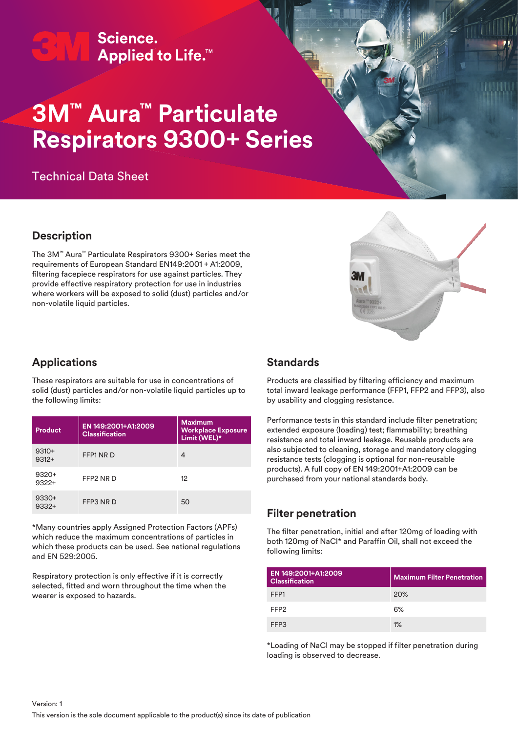3M Science. Applied to Life.™

# 3M™ Aura™ Particulate Respirators 9300+ Series

Technical Data Sheet

## Description

The 3M™ Aura™ Particulate Respirators 9300+ Series meet the requirements of European Standard EN149:2001 + A1:2009, filtering facepiece respirators for use against particles. They provide effective respiratory protection for use in industries where workers will be exposed to solid (dust) particles and/or non-volatile liquid particles.

## Applications

These respirators are suitable for use in concentrations of solid (dust) particles and/or non-volatile liquid particles up to the following limits:

| Product | EN 149:2001+A1:2009 Classification | Maximum Workplace Exposure Limit (WEL)* |
|---|---|---|
| 9310+ 9312+ | FFP1 NR D | 4 |
| 9320+ 9322+ | FFP2 NR D | 12 |
| 9330+ 9332+ | FFP3 NR D | 50 |

*Many countries apply Assigned Protection Factors (APFs) which reduce the maximum concentrations of particles in which these products can be used. See national regulations and EN 529:2005.

Respiratory protection is only effective if it is correctly selected, fitted and worn throughout the time when the wearer is exposed to hazards.

## Standards

Products are classified by filtering efficiency and maximum total inward leakage performance (FFP1, FFP2 and FFP3), also by usability and clogging resistance.

Performance tests in this standard include filter penetration; extended exposure (loading) test; flammability; breathing resistance and total inward leakage. Reusable products are also subjected to cleaning, storage and mandatory clogging resistance tests (clogging is optional for non-reusable products). A full copy of EN 149:2001+A1:2009 can be purchased from your national standards body.

## Filter penetration

The filter penetration, initial and after 120mg of loading with both 120mg of NaCl* and Paraffin Oil, shall not exceed the following limits:

| EN 149:2001+A1:2009 Classification | Maximum Filter Penetration |
|---|---|
| FFP1 | 20% |
| FFP2 | 6% |
| FFP3 | 1% |

*Loading of NaCl may be stopped if filter penetration during loading is observed to decrease.

Version: 1

This version is the sole document applicable to the product(s) since its date of publication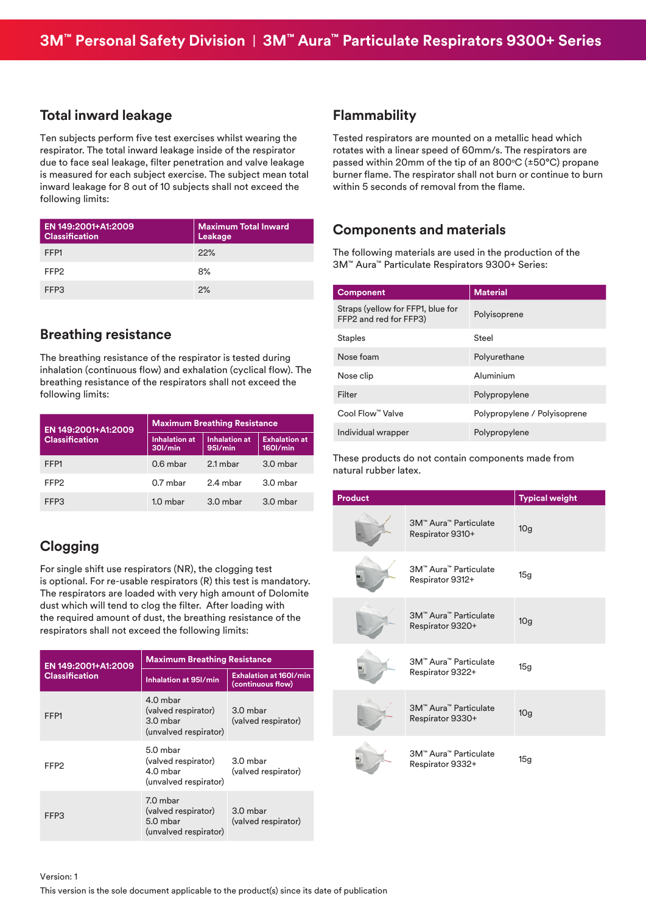## Total inward leakage

Ten subjects perform five test exercises whilst wearing the respirator. The total inward leakage inside of the respirator due to face seal leakage, filter penetration and valve leakage is measured for each subject exercise. The subject mean total inward leakage for 8 out of 10 subjects shall not exceed the following limits:

| EN 149:2001+A1:2009 Classification | Maximum Total Inward Leakage |
|---|---|
| FFP1 | 22% |
| FFP2 | 8% |
| FFP3 | 2% |

## Breathing resistance

The breathing resistance of the respirator is tested during inhalation (continuous flow) and exhalation (cyclical flow). The breathing resistance of the respirators shall not exceed the following limits:

| EN 149:2001+A1:2009 Classification | Maximum Breathing Resistance | | |
|---|---|---|---|
| | Inhalation at 30l/min | Inhalation at 95l/min | Exhalation at 160l/min |
| FFP1 | 0.6 mbar | 2.1 mbar | 3.0 mbar |
| FFP2 | 0.7 mbar | 2.4 mbar | 3.0 mbar |
| FFP3 | 1.0 mbar | 3.0 mbar | 3.0 mbar |

## Clogging

For single shift use respirators (NR), the clogging test is optional. For re-usable respirators (R) this test is mandatory. The respirators are loaded with very high amount of Dolomite dust which will tend to clog the filter. After loading with the required amount of dust, the breathing resistance of the respirators shall not exceed the following limits:

| EN 149:2001+A1:2009 Classification | Maximum Breathing Resistance | |
|---|---|---|
| | Inhalation at 95l/min | Exhalation at 160l/min (continuous flow) |
| FFP1 | 4.0 mbar (valved respirator) 3.0 mbar (unvalved respirator) | 3.0 mbar (valved respirator) |
| FFP2 | 5.0 mbar (valved respirator) 4.0 mbar (unvalved respirator) | 3.0 mbar (valved respirator) |
| FFP3 | 7.0 mbar (valved respirator) 5.0 mbar (unvalved respirator) | 3.0 mbar (valved respirator) |

## Flammability

Tested respirators are mounted on a metallic head which rotates with a linear speed of 60mm/s. The respirators are passed within 20mm of the tip of an 800°C (±50°C) propane burner flame. The respirator shall not burn or continue to burn within 5 seconds of removal from the flame.

## Components and materials

The following materials are used in the production of the 3M™ Aura™ Particulate Respirators 9300+ Series:

| Component | Material |
|---|---|
| Straps (yellow for FFP1, blue for FFP2 and red for FFP3) | Polyisoprene |
| Staples | Steel |
| Nose foam | Polyurethane |
| Nose clip | Aluminium |
| Filter | Polypropylene |
| Cool Flow™ Valve | Polypropylene / Polyisoprene |
| Individual wrapper | Polypropylene |

These products do not contain components made from natural rubber latex.

| Product | Typical weight |
|---|---|
| 3M™ Aura™ Particulate Respirator 9310+ | 10g |
| 3M™ Aura™ Particulate Respirator 9312+ | 15g |
| 3M™ Aura™ Particulate Respirator 9320+ | 10g |
| 3M™ Aura™ Particulate Respirator 9322+ | 15g |
| 3M™ Aura™ Particulate Respirator 9330+ | 10g |
| 3M™ Aura™ Particulate Respirator 9332+ | 15g |

Version: 1

This version is the sole document applicable to the product(s) since its date of publication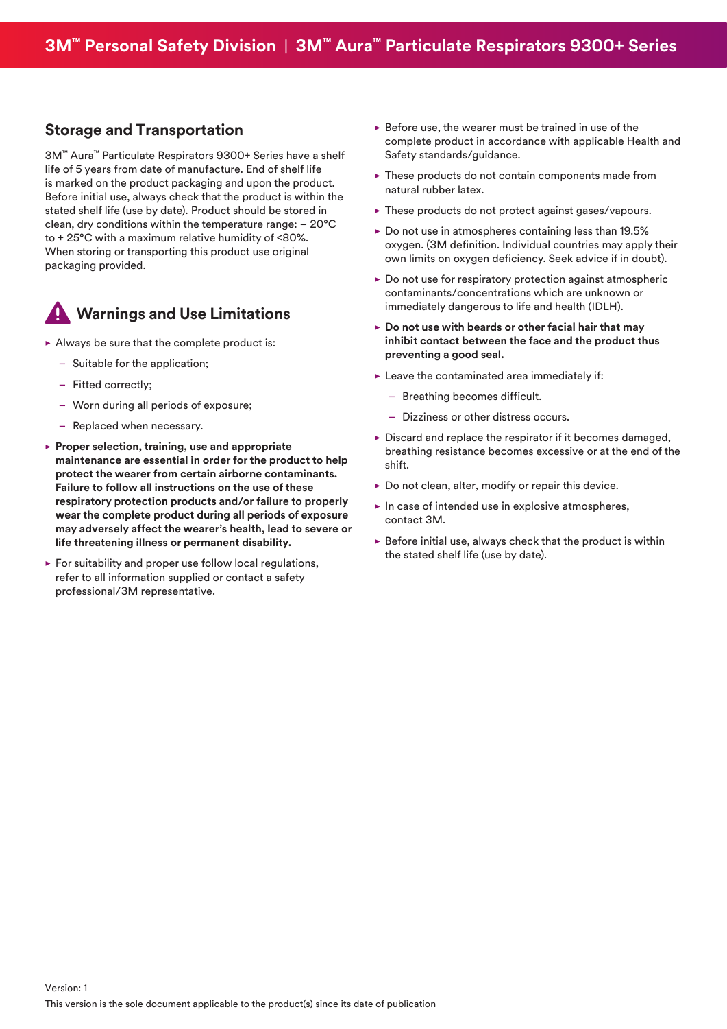## Storage and Transportation

3M™ Aura™ Particulate Respirators 9300+ Series have a shelf life of 5 years from date of manufacture. End of shelf life is marked on the product packaging and upon the product. Before initial use, always check that the product is within the stated shelf life (use by date). Product should be stored in clean, dry conditions within the temperature range: – 20°C to + 25°C with a maximum relative humidity of <80%. When storing or transporting this product use original packaging provided.

## Warnings and Use Limitations

- Always be sure that the complete product is:
  - Suitable for the application;
  - Fitted correctly;
  - Worn during all periods of exposure;
  - Replaced when necessary.
- **Proper selection, training, use and appropriate maintenance are essential in order for the product to help protect the wearer from certain airborne contaminants. Failure to follow all instructions on the use of these respiratory protection products and/or failure to properly wear the complete product during all periods of exposure may adversely affect the wearer's health, lead to severe or life threatening illness or permanent disability.**
- For suitability and proper use follow local regulations, refer to all information supplied or contact a safety professional/3M representative.
- Before use, the wearer must be trained in use of the complete product in accordance with applicable Health and Safety standards/guidance.
- These products do not contain components made from natural rubber latex.
- These products do not protect against gases/vapours.
- Do not use in atmospheres containing less than 19.5% oxygen. (3M definition. Individual countries may apply their own limits on oxygen deficiency. Seek advice if in doubt).
- Do not use for respiratory protection against atmospheric contaminants/concentrations which are unknown or immediately dangerous to life and health (IDLH).
- **Do not use with beards or other facial hair that may inhibit contact between the face and the product thus preventing a good seal.**
- Leave the contaminated area immediately if:
  - Breathing becomes difficult.
  - Dizziness or other distress occurs.
- Discard and replace the respirator if it becomes damaged, breathing resistance becomes excessive or at the end of the shift.
- Do not clean, alter, modify or repair this device.
- In case of intended use in explosive atmospheres, contact 3M.
- Before initial use, always check that the product is within the stated shelf life (use by date).

Version: 1

This version is the sole document applicable to the product(s) since its date of publication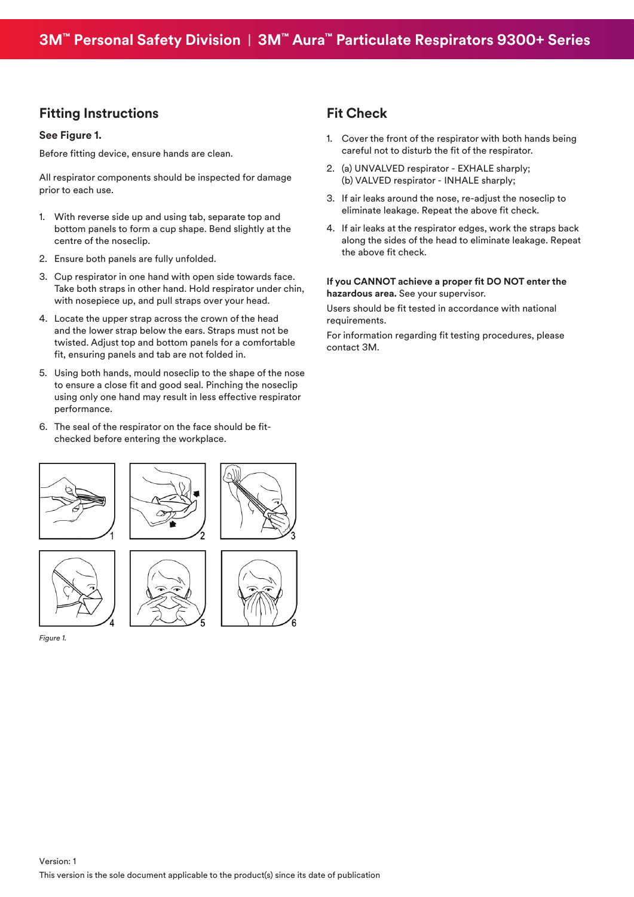## Fitting Instructions

**See Figure 1.**

Before fitting device, ensure hands are clean.

All respirator components should be inspected for damage prior to each use.

1. With reverse side up and using tab, separate top and bottom panels to form a cup shape. Bend slightly at the centre of the noseclip.
2. Ensure both panels are fully unfolded.
3. Cup respirator in one hand with open side towards face. Take both straps in other hand. Hold respirator under chin, with nosepiece up, and pull straps over your head.
4. Locate the upper strap across the crown of the head and the lower strap below the ears. Straps must not be twisted. Adjust top and bottom panels for a comfortable fit, ensuring panels and tab are not folded in.
5. Using both hands, mould noseclip to the shape of the nose to ensure a close fit and good seal. Pinching the noseclip using only one hand may result in less effective respirator performance.
6. The seal of the respirator on the face should be fit-checked before entering the workplace.

*Figure 1.*

## Fit Check

1. Cover the front of the respirator with both hands being careful not to disturb the fit of the respirator.
2. (a) UNVALVED respirator - EXHALE sharply;
   (b) VALVED respirator - INHALE sharply;
3. If air leaks around the nose, re-adjust the noseclip to eliminate leakage. Repeat the above fit check.
4. If air leaks at the respirator edges, work the straps back along the sides of the head to eliminate leakage. Repeat the above fit check.

**If you CANNOT achieve a proper fit DO NOT enter the hazardous area.** See your supervisor.

Users should be fit tested in accordance with national requirements.

For information regarding fit testing procedures, please contact 3M.

Version: 1

This version is the sole document applicable to the product(s) since its date of publication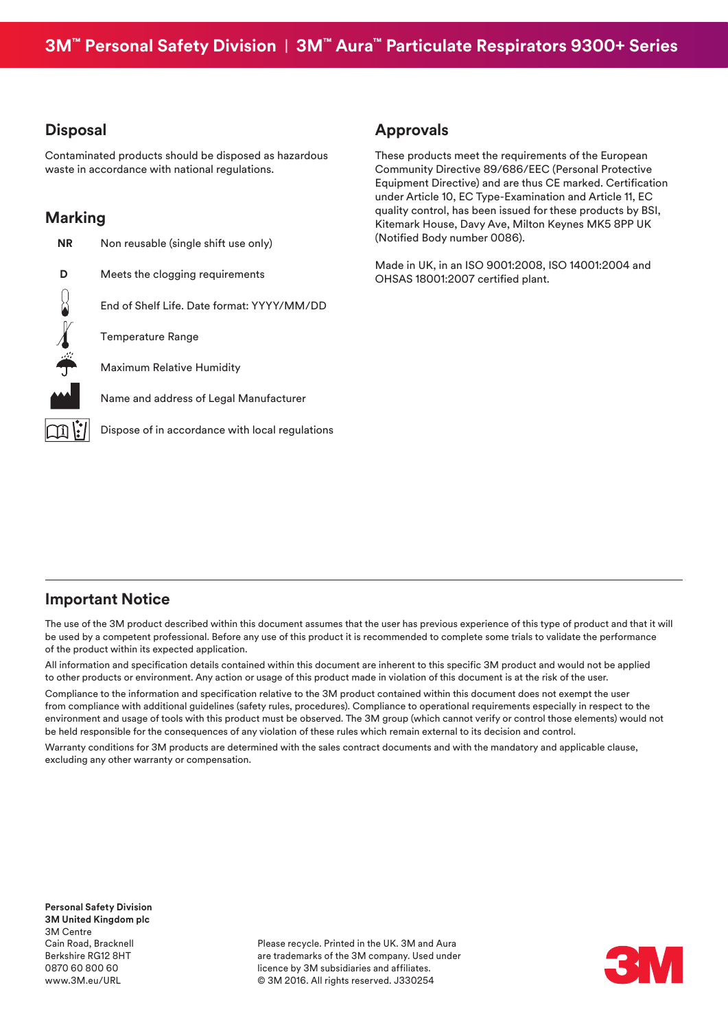## Disposal

Contaminated products should be disposed as hazardous waste in accordance with national regulations.

## Marking

| | |
|---|---|
| **NR** | Non reusable (single shift use only) |
| **D** | Meets the clogging requirements |
| | End of Shelf Life. Date format: YYYY/MM/DD |
| | Temperature Range |
| | Maximum Relative Humidity |
| | Name and address of Legal Manufacturer |
| | Dispose of in accordance with local regulations |

## Approvals

These products meet the requirements of the European Community Directive 89/686/EEC (Personal Protective Equipment Directive) and are thus CE marked. Certification under Article 10, EC Type-Examination and Article 11, EC quality control, has been issued for these products by BSI, Kitemark House, Davy Ave, Milton Keynes MK5 8PP UK (Notified Body number 0086).

Made in UK, in an ISO 9001:2008, ISO 14001:2004 and OHSAS 18001:2007 certified plant.

## Important Notice

The use of the 3M product described within this document assumes that the user has previous experience of this type of product and that it will be used by a competent professional. Before any use of this product it is recommended to complete some trials to validate the performance of the product within its expected application.

All information and specification details contained within this document are inherent to this specific 3M product and would not be applied to other products or environment. Any action or usage of this product made in violation of this document is at the risk of the user.

Compliance to the information and specification relative to the 3M product contained within this document does not exempt the user from compliance with additional guidelines (safety rules, procedures). Compliance to operational requirements especially in respect to the environment and usage of tools with this product must be observed. The 3M group (which cannot verify or control those elements) would not be held responsible for the consequences of any violation of these rules which remain external to its decision and control.

Warranty conditions for 3M products are determined with the sales contract documents and with the mandatory and applicable clause, excluding any other warranty or compensation.

**Personal Safety Division**
**3M United Kingdom plc**
3M Centre
Cain Road, Bracknell
Berkshire RG12 8HT
0870 60 800 60
www.3M.eu/URL

Please recycle. Printed in the UK. 3M and Aura are trademarks of the 3M company. Used under licence by 3M subsidiaries and affiliates.
© 3M 2016. All rights reserved. J330254